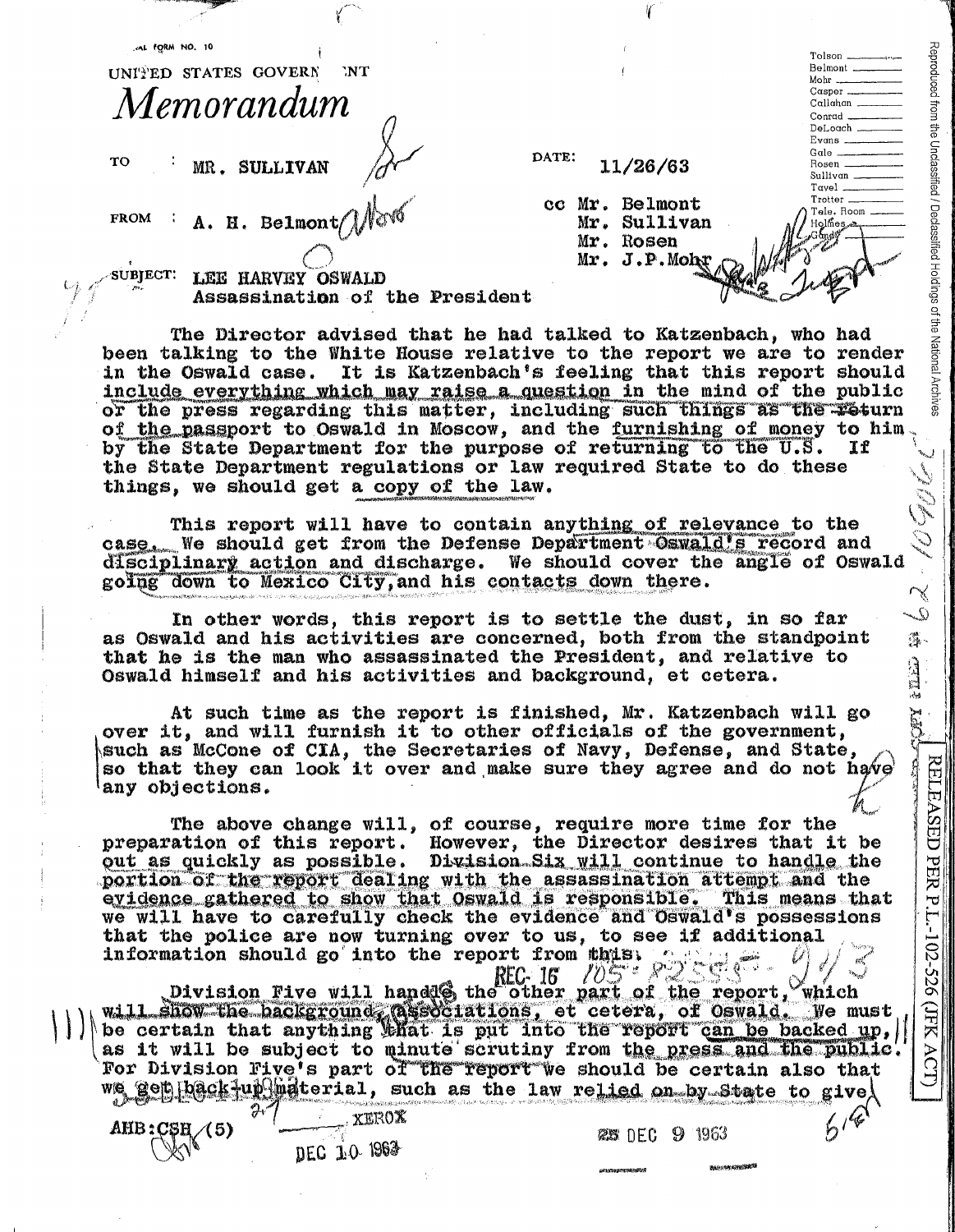OPTIONAL FORM NO. 10

UNITED STATES GOVERNMENT

# *Memorandum*

TO : MR. SULLIVAN

DATE: 11/26/63

FROM : A. H. Belmont

cc Mr. Belmont
Mr. Sullivan
Mr. Rosen
Mr. J.P.Mohr

SUBJECT: LEE HARVEY OSWALD
Assassination of the President

The Director advised that he had talked to Katzenbach, who had been talking to the White House relative to the report we are to render in the Oswald case. It is Katzenbach's feeling that this report should include everything which may raise a question in the mind of the public or the press regarding this matter, including such things as the return of the passport to Oswald in Moscow, and the furnishing of money to him by the State Department for the purpose of returning to the U.S. If the State Department regulations or law required State to do these things, we should get a copy of the law.

This report will have to contain anything of relevance to the case. We should get from the Defense Department Oswald's record and disciplinary action and discharge. We should cover the angle of Oswald going down to Mexico City, and his contacts down there.

In other words, this report is to settle the dust, in so far as Oswald and his activities are concerned, both from the standpoint that he is the man who assassinated the President, and relative to Oswald himself and his activities and background, et cetera.

At such time as the report is finished, Mr. Katzenbach will go over it, and will furnish it to other officials of the government, such as McCone of CIA, the Secretaries of Navy, Defense, and State, so that they can look it over and make sure they agree and do not have any objections.

The above change will, of course, require more time for the preparation of this report. However, the Director desires that it be out as quickly as possible. Division Six will continue to handle the portion of the report dealing with the assassination attempt and the evidence gathered to show that Oswald is responsible. This means that we will have to carefully check the evidence and Oswald's possessions that the police are now turning over to us, to see if additional information should go into the report from this.

Division Five will handle the other part of the report, which will show the background, associations, et cetera, of Oswald. We must be certain that anything that is put into the report can be backed up, as it will be subject to minute scrutiny from the press and the public. For Division Five's part of the report we should be certain also that we get back-up material, such as the law relied on by State to give

AHB:CSH (5)

REC-16 105-82555-213

XEROX
DEC 10 1963

25 DEC 9 1963

RELEASED PER P.L.-102-526 (JFK ACT)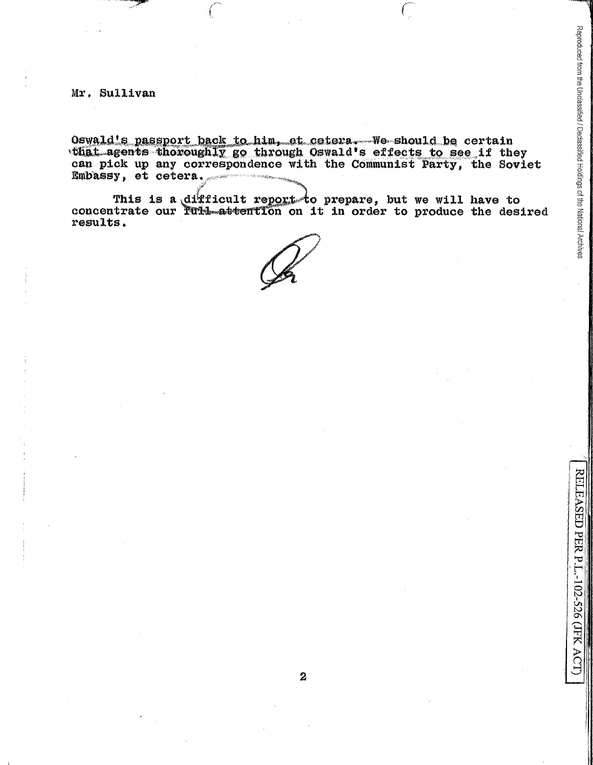Mr. Sullivan

Oswald's passport back to him, et cetera. We should be certain that agents thoroughly go through Oswald's effects to see if they can pick up any correspondence with the Communist Party, the Soviet Embassy, et cetera.

This is a difficult report to prepare, but we will have to concentrate our full attention on it in order to produce the desired results.

Reproduced from the Unclassified / Declassified Holdings of the National Archives

RELEASED PER P.L.-102-526 (JFK ACT)